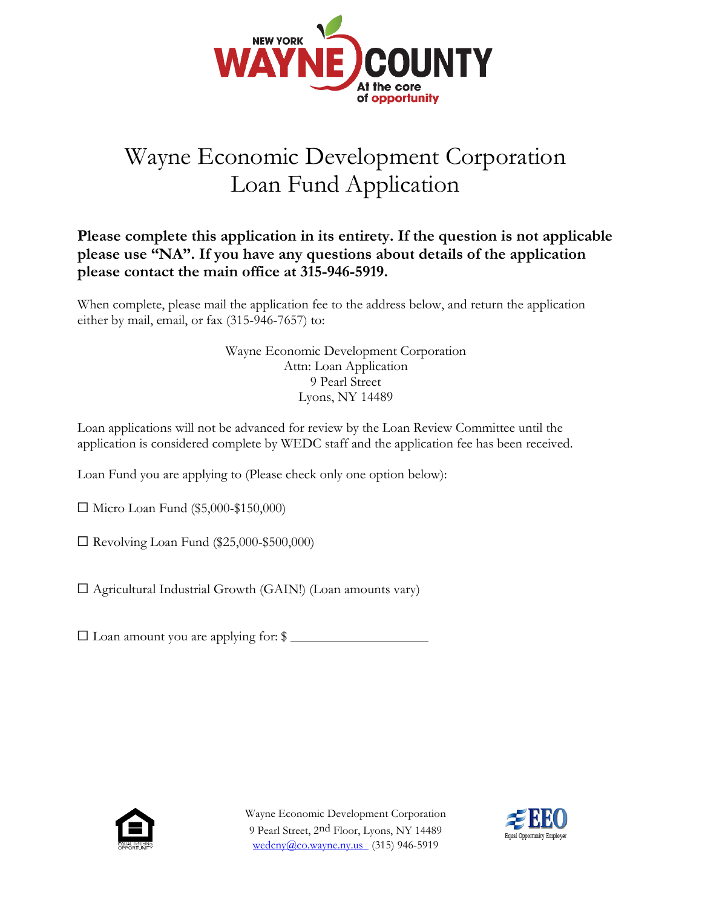# Wayne Economic Development Corporation
# Loan Fund Application

**Please complete this application in its entirety. If the question is not applicable please use "NA". If you have any questions about details of the application please contact the main office at 315-946-5919.**

When complete, please mail the application fee to the address below, and return the application either by mail, email, or fax (315-946-7657) to:

Wayne Economic Development Corporation
Attn: Loan Application
9 Pearl Street
Lyons, NY 14489

Loan applications will not be advanced for review by the Loan Review Committee until the application is considered complete by WEDC staff and the application fee has been received.

Loan Fund you are applying to (Please check only one option below):

☐ Micro Loan Fund ($5,000-$150,000)

☐ Revolving Loan Fund ($25,000-$500,000)

☐ Agricultural Industrial Growth (GAIN!) (Loan amounts vary)

☐ Loan amount you are applying for: $ ____________________

Wayne Economic Development Corporation
9 Pearl Street, 2nd Floor, Lyons, NY 14489
wedcny@co.wayne.ny.us (315) 946-5919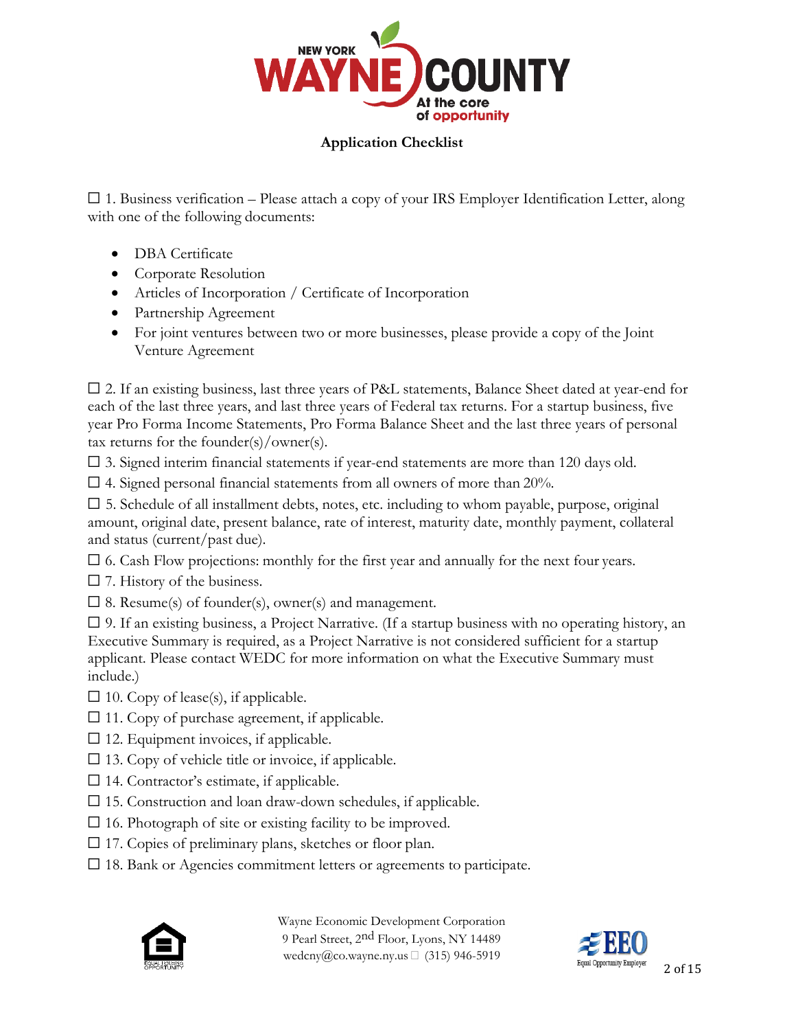## Application Checklist

☐ 1. Business verification – Please attach a copy of your IRS Employer Identification Letter, along with one of the following documents:

- DBA Certificate
- Corporate Resolution
- Articles of Incorporation / Certificate of Incorporation
- Partnership Agreement
- For joint ventures between two or more businesses, please provide a copy of the Joint Venture Agreement

☐ 2. If an existing business, last three years of P&L statements, Balance Sheet dated at year-end for each of the last three years, and last three years of Federal tax returns. For a startup business, five year Pro Forma Income Statements, Pro Forma Balance Sheet and the last three years of personal tax returns for the founder(s)/owner(s).

☐ 3. Signed interim financial statements if year-end statements are more than 120 days old.

☐ 4. Signed personal financial statements from all owners of more than 20%.

☐ 5. Schedule of all installment debts, notes, etc. including to whom payable, purpose, original amount, original date, present balance, rate of interest, maturity date, monthly payment, collateral and status (current/past due).

☐ 6. Cash Flow projections: monthly for the first year and annually for the next four years.

☐ 7. History of the business.

☐ 8. Resume(s) of founder(s), owner(s) and management.

☐ 9. If an existing business, a Project Narrative. (If a startup business with no operating history, an Executive Summary is required, as a Project Narrative is not considered sufficient for a startup applicant. Please contact WEDC for more information on what the Executive Summary must include.)

☐ 10. Copy of lease(s), if applicable.

☐ 11. Copy of purchase agreement, if applicable.

☐ 12. Equipment invoices, if applicable.

☐ 13. Copy of vehicle title or invoice, if applicable.

☐ 14. Contractor's estimate, if applicable.

☐ 15. Construction and loan draw-down schedules, if applicable.

☐ 16. Photograph of site or existing facility to be improved.

☐ 17. Copies of preliminary plans, sketches or floor plan.

☐ 18. Bank or Agencies commitment letters or agreements to participate.

Wayne Economic Development Corporation
9 Pearl Street, 2nd Floor, Lyons, NY 14489
wedcny@co.wayne.ny.us (315) 946-5919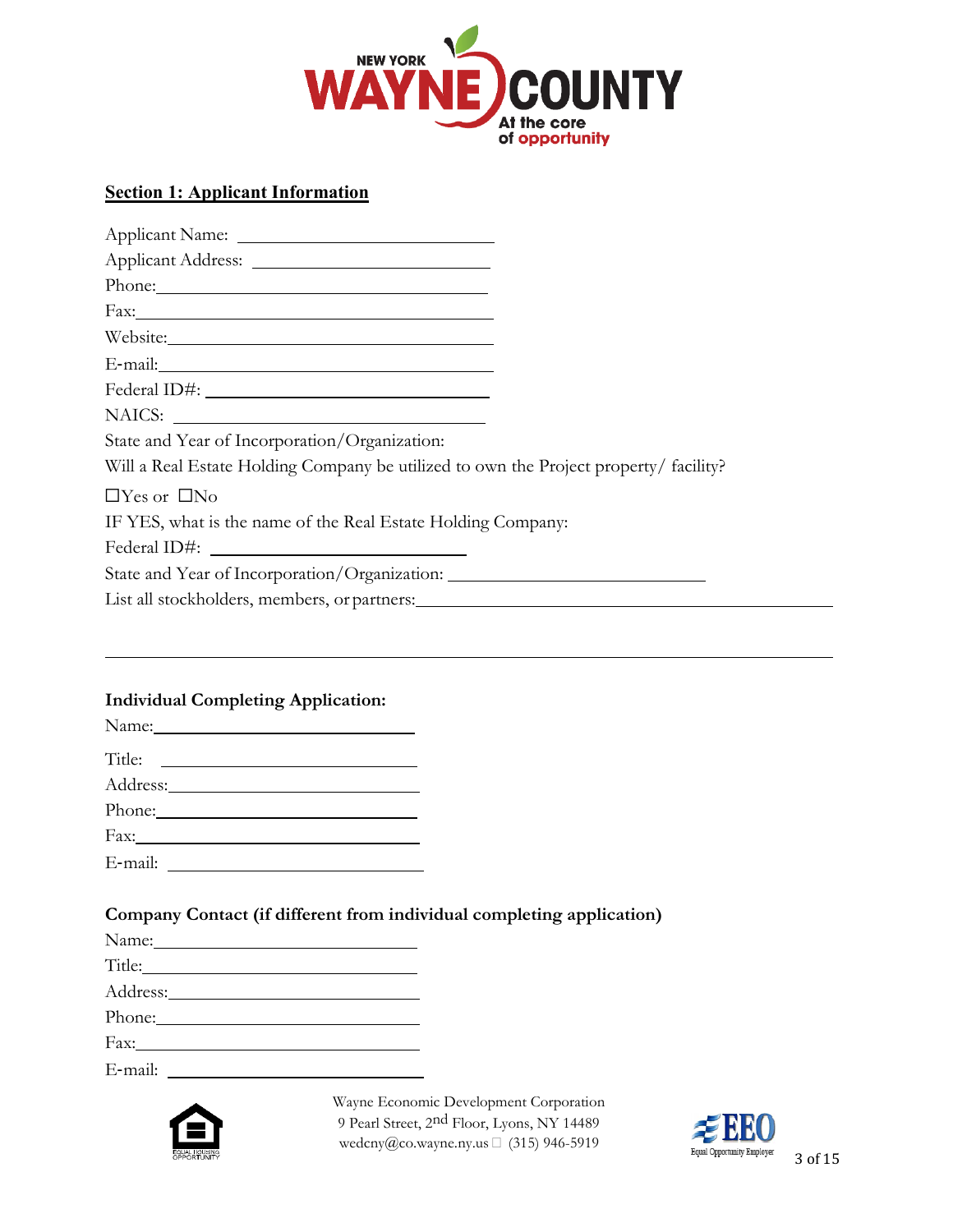## Section 1: Applicant Information

Applicant Name: ____________________________

Applicant Address: ____________________________

Phone: ____________________________

Fax: ____________________________

Website: ____________________________

E-mail: ____________________________

Federal ID#: ____________________________

NAICS: ____________________________

State and Year of Incorporation/Organization:

Will a Real Estate Holding Company be utilized to own the Project property/ facility?

☐Yes or ☐No

IF YES, what is the name of the Real Estate Holding Company:

Federal ID#: ____________________________

State and Year of Incorporation/Organization: ____________________________

List all stockholders, members, or partners: ____________________________

____________________________________________________________

### Individual Completing Application:

Name: ____________________________

Title: ____________________________

Address: ____________________________

Phone: ____________________________

Fax: ____________________________

E-mail: ____________________________

### Company Contact (if different from individual completing application)

Name: ____________________________

Title: ____________________________

Address: ____________________________

Phone: ____________________________

Fax: ____________________________

E-mail: ____________________________

Wayne Economic Development Corporation
9 Pearl Street, 2nd Floor, Lyons, NY 14489
wedcny@co.wayne.ny.us (315) 946-5919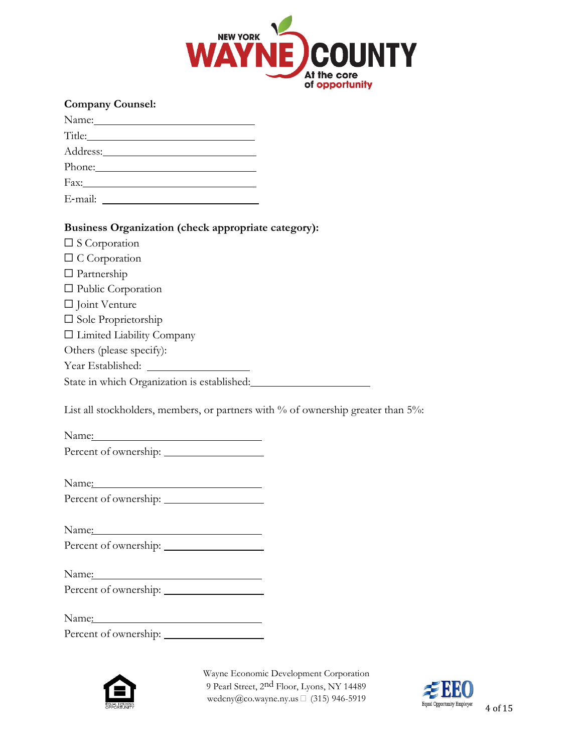**Company Counsel:**

Name: \_\_\_\_\_\_\_\_\_\_\_\_\_\_\_\_\_\_\_\_\_\_\_\_\_\_\_\_

Title: \_\_\_\_\_\_\_\_\_\_\_\_\_\_\_\_\_\_\_\_\_\_\_\_\_\_\_\_

Address: \_\_\_\_\_\_\_\_\_\_\_\_\_\_\_\_\_\_\_\_\_\_\_\_\_\_\_\_

Phone: \_\_\_\_\_\_\_\_\_\_\_\_\_\_\_\_\_\_\_\_\_\_\_\_\_\_\_\_

Fax: \_\_\_\_\_\_\_\_\_\_\_\_\_\_\_\_\_\_\_\_\_\_\_\_\_\_\_\_

E-mail: \_\_\_\_\_\_\_\_\_\_\_\_\_\_\_\_\_\_\_\_\_\_\_\_\_\_\_\_

**Business Organization (check appropriate category):**

☐ S Corporation

☐ C Corporation

☐ Partnership

☐ Public Corporation

☐ Joint Venture

☐ Sole Proprietorship

☐ Limited Liability Company

Others (please specify):

Year Established: \_\_\_\_\_\_\_\_\_\_\_\_\_\_\_\_\_\_

State in which Organization is established: \_\_\_\_\_\_\_\_\_\_\_\_\_\_\_\_\_\_\_\_\_\_

List all stockholders, members, or partners with % of ownership greater than 5%:

Name: \_\_\_\_\_\_\_\_\_\_\_\_\_\_\_\_\_\_\_\_\_\_\_\_\_\_\_\_

Percent of ownership: \_\_\_\_\_\_\_\_\_\_\_\_\_\_\_\_\_\_

Name: \_\_\_\_\_\_\_\_\_\_\_\_\_\_\_\_\_\_\_\_\_\_\_\_\_\_\_\_

Percent of ownership: \_\_\_\_\_\_\_\_\_\_\_\_\_\_\_\_\_\_

Name: \_\_\_\_\_\_\_\_\_\_\_\_\_\_\_\_\_\_\_\_\_\_\_\_\_\_\_\_

Percent of ownership: \_\_\_\_\_\_\_\_\_\_\_\_\_\_\_\_\_\_

Name: \_\_\_\_\_\_\_\_\_\_\_\_\_\_\_\_\_\_\_\_\_\_\_\_\_\_\_\_

Percent of ownership: \_\_\_\_\_\_\_\_\_\_\_\_\_\_\_\_\_\_

Name: \_\_\_\_\_\_\_\_\_\_\_\_\_\_\_\_\_\_\_\_\_\_\_\_\_\_\_\_

Percent of ownership: \_\_\_\_\_\_\_\_\_\_\_\_\_\_\_\_\_\_

Wayne Economic Development Corporation
9 Pearl Street, 2nd Floor, Lyons, NY 14489
wedcny@co.wayne.ny.us  (315) 946-5919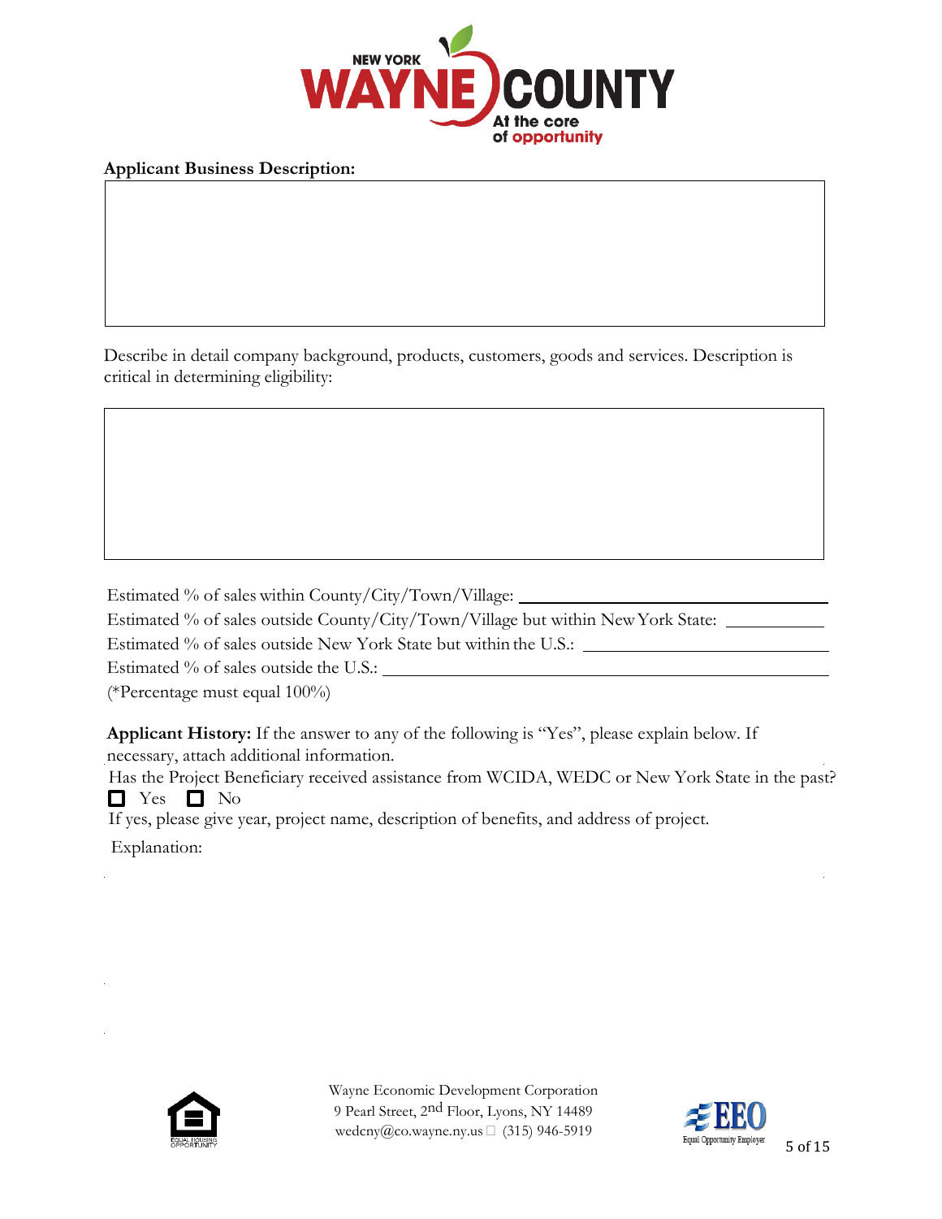**Applicant Business Description:**

Describe in detail company background, products, customers, goods and services. Description is critical in determining eligibility:

Estimated % of sales within County/City/Town/Village: \_\_\_\_\_\_\_\_\_\_\_\_\_\_\_\_\_\_\_\_

Estimated % of sales outside County/City/Town/Village but within New York State: \_\_\_\_\_\_\_\_\_\_

Estimated % of sales outside New York State but within the U.S.: \_\_\_\_\_\_\_\_\_\_\_\_\_\_\_\_

Estimated % of sales outside the U.S.: \_\_\_\_\_\_\_\_\_\_\_\_\_\_\_\_\_\_\_\_\_\_\_\_\_\_

(*Percentage must equal 100%)

**Applicant History:** If the answer to any of the following is "Yes", please explain below. If necessary, attach additional information.

Has the Project Beneficiary received assistance from WCIDA, WEDC or New York State in the past?

☐ Yes ☐ No

If yes, please give year, project name, description of benefits, and address of project.

Explanation:

Wayne Economic Development Corporation
9 Pearl Street, 2nd Floor, Lyons, NY 14489
wedcny@co.wayne.ny.us (315) 946-5919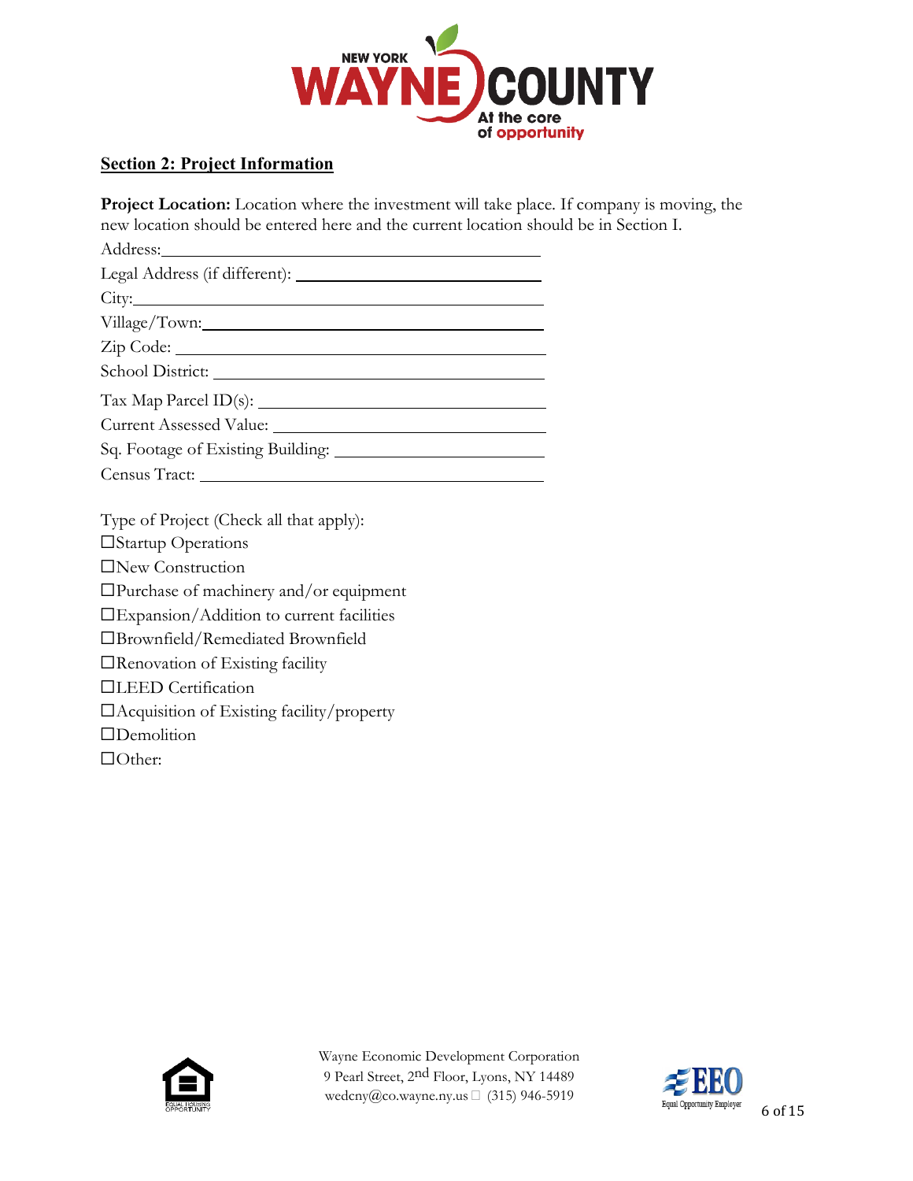**Section 2: Project Information**

**Project Location:** Location where the investment will take place. If company is moving, the new location should be entered here and the current location should be in Section I.

Address: \_\_\_\_\_\_\_\_\_\_\_\_\_\_\_\_\_\_\_\_\_\_\_\_\_\_\_\_\_\_\_\_\_\_\_\_\_\_\_\_\_\_\_\_

Legal Address (if different): \_\_\_\_\_\_\_\_\_\_\_\_\_\_\_\_\_\_\_\_\_\_\_\_\_\_\_\_\_\_

City: \_\_\_\_\_\_\_\_\_\_\_\_\_\_\_\_\_\_\_\_\_\_\_\_\_\_\_\_\_\_\_\_\_\_\_\_\_\_\_\_\_\_\_\_\_\_\_

Village/Town: \_\_\_\_\_\_\_\_\_\_\_\_\_\_\_\_\_\_\_\_\_\_\_\_\_\_\_\_\_\_\_\_\_\_\_\_\_\_\_\_

Zip Code: \_\_\_\_\_\_\_\_\_\_\_\_\_\_\_\_\_\_\_\_\_\_\_\_\_\_\_\_\_\_\_\_\_\_\_\_\_\_\_\_\_\_\_

School District: \_\_\_\_\_\_\_\_\_\_\_\_\_\_\_\_\_\_\_\_\_\_\_\_\_\_\_\_\_\_\_\_\_\_\_\_\_\_

Tax Map Parcel ID(s): \_\_\_\_\_\_\_\_\_\_\_\_\_\_\_\_\_\_\_\_\_\_\_\_\_\_\_\_\_\_\_\_\_

Current Assessed Value: \_\_\_\_\_\_\_\_\_\_\_\_\_\_\_\_\_\_\_\_\_\_\_\_\_\_\_\_\_\_\_

Sq. Footage of Existing Building: \_\_\_\_\_\_\_\_\_\_\_\_\_\_\_\_\_\_\_\_\_\_\_\_

Census Tract: \_\_\_\_\_\_\_\_\_\_\_\_\_\_\_\_\_\_\_\_\_\_\_\_\_\_\_\_\_\_\_\_\_\_\_\_\_\_\_\_

Type of Project (Check all that apply):

☐Startup Operations

☐New Construction

☐Purchase of machinery and/or equipment

☐Expansion/Addition to current facilities

☐Brownfield/Remediated Brownfield

☐Renovation of Existing facility

☐LEED Certification

☐Acquisition of Existing facility/property

☐Demolition

☐Other:

Wayne Economic Development Corporation
9 Pearl Street, 2nd Floor, Lyons, NY 14489
wedcny@co.wayne.ny.us  (315) 946-5919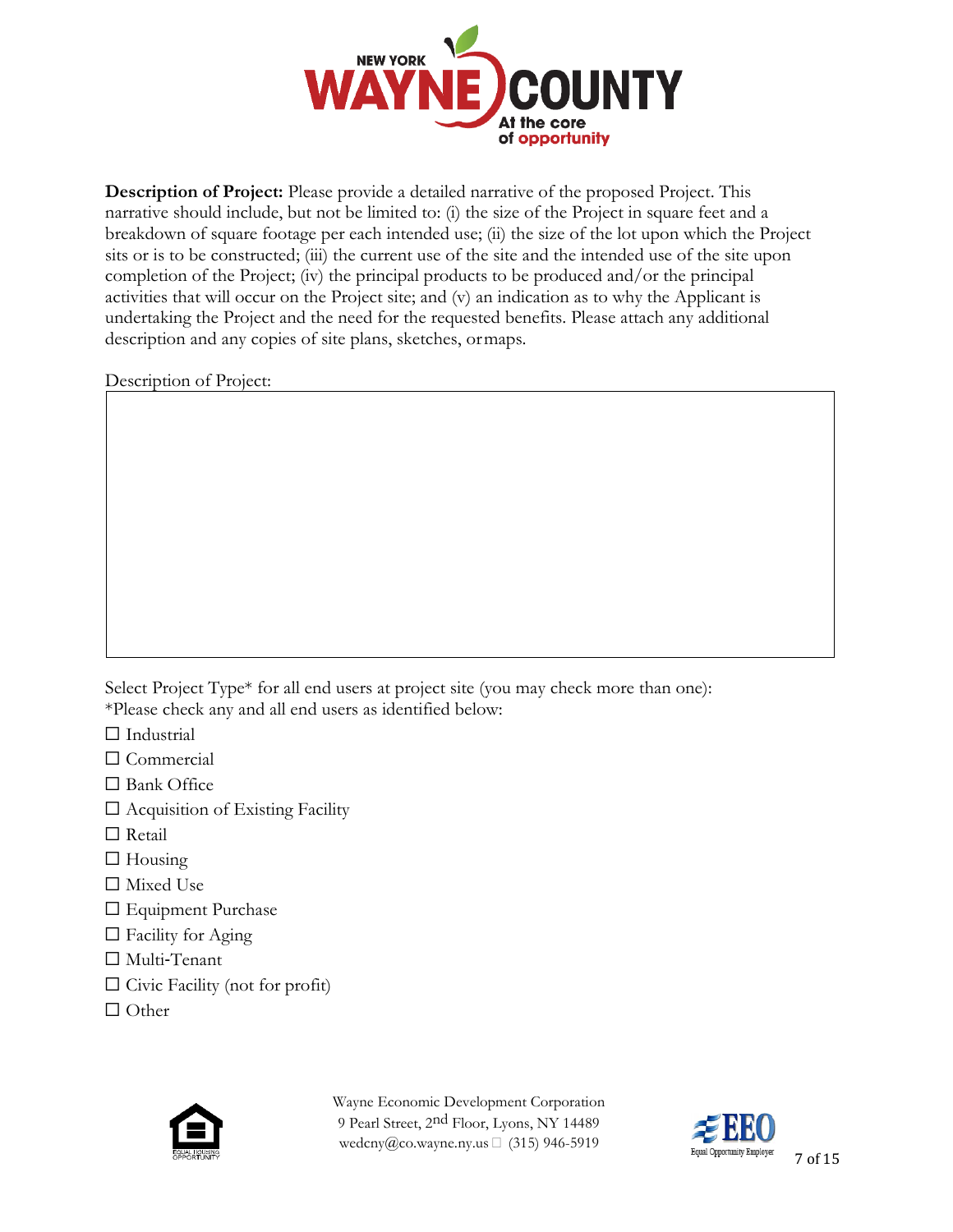**Description of Project:** Please provide a detailed narrative of the proposed Project. This narrative should include, but not be limited to: (i) the size of the Project in square feet and a breakdown of square footage per each intended use; (ii) the size of the lot upon which the Project sits or is to be constructed; (iii) the current use of the site and the intended use of the site upon completion of the Project; (iv) the principal products to be produced and/or the principal activities that will occur on the Project site; and (v) an indication as to why the Applicant is undertaking the Project and the need for the requested benefits. Please attach any additional description and any copies of site plans, sketches, or maps.

Description of Project:

| |
|---|
| |

Select Project Type* for all end users at project site (you may check more than one):
*Please check any and all end users as identified below:

☐ Industrial
☐ Commercial
☐ Bank Office
☐ Acquisition of Existing Facility
☐ Retail
☐ Housing
☐ Mixed Use
☐ Equipment Purchase
☐ Facility for Aging
☐ Multi-Tenant
☐ Civic Facility (not for profit)
☐ Other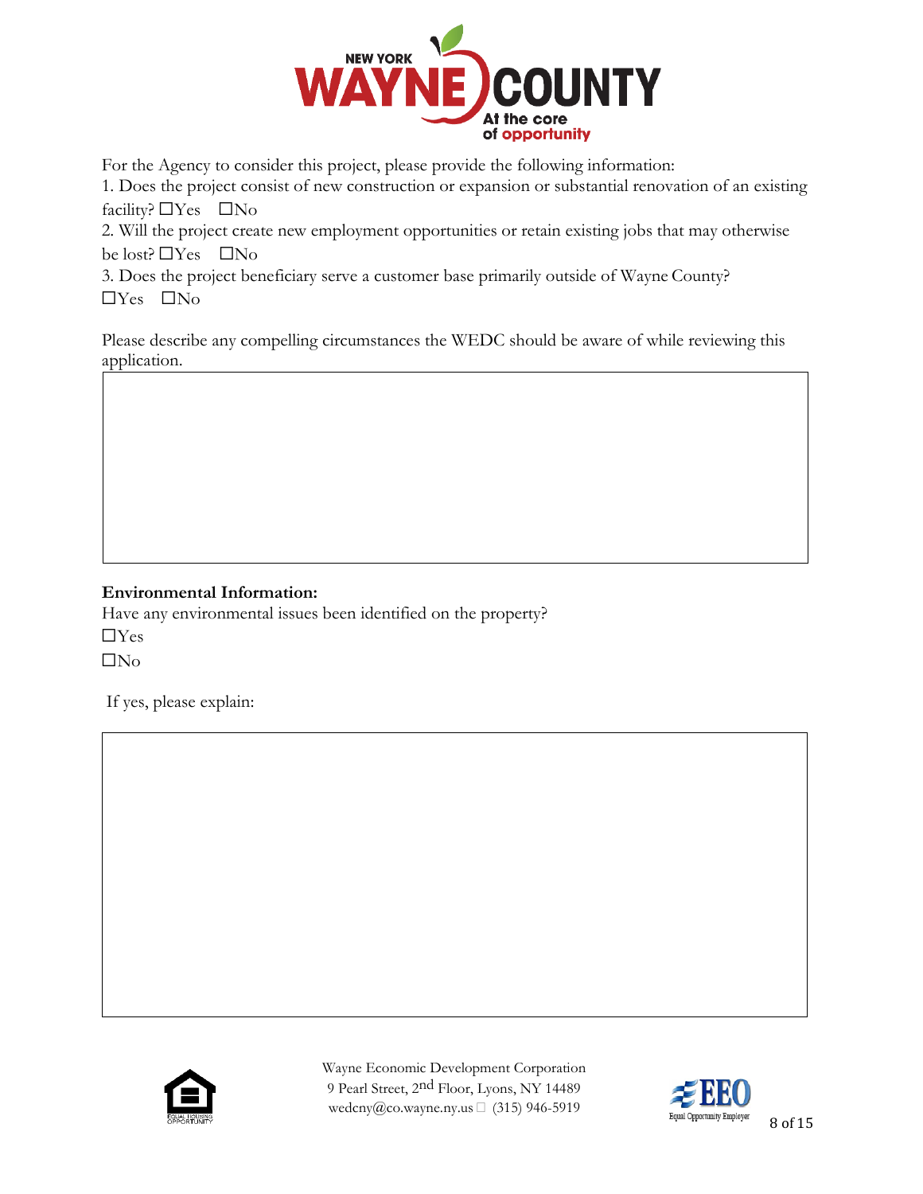For the Agency to consider this project, please provide the following information:

1. Does the project consist of new construction or expansion or substantial renovation of an existing facility? ☐Yes ☐No
2. Will the project create new employment opportunities or retain existing jobs that may otherwise be lost? ☐Yes ☐No
3. Does the project beneficiary serve a customer base primarily outside of Wayne County? ☐Yes ☐No

Please describe any compelling circumstances the WEDC should be aware of while reviewing this application.

**Environmental Information:**

Have any environmental issues been identified on the property?

☐Yes

☐No

If yes, please explain:

Wayne Economic Development Corporation
9 Pearl Street, 2nd Floor, Lyons, NY 14489
wedcny@co.wayne.ny.us (315) 946-5919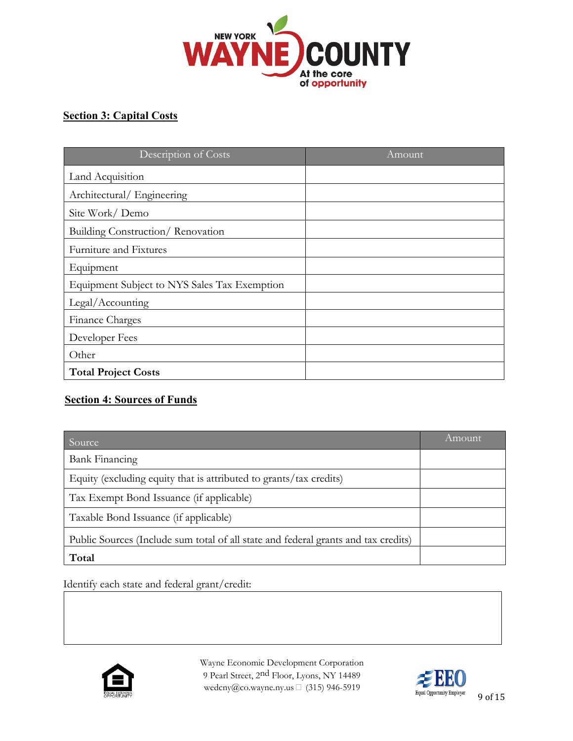## Section 3: Capital Costs

| Description of Costs | Amount |
|---|---|
| Land Acquisition | |
| Architectural/ Engineering | |
| Site Work/ Demo | |
| Building Construction/ Renovation | |
| Furniture and Fixtures | |
| Equipment | |
| Equipment Subject to NYS Sales Tax Exemption | |
| Legal/Accounting | |
| Finance Charges | |
| Developer Fees | |
| Other | |
| **Total Project Costs** | |

## Section 4: Sources of Funds

| Source | Amount |
|---|---|
| Bank Financing | |
| Equity (excluding equity that is attributed to grants/tax credits) | |
| Tax Exempt Bond Issuance (if applicable) | |
| Taxable Bond Issuance (if applicable) | |
| Public Sources (Include sum total of all state and federal grants and tax credits) | |
| **Total** | |

Identify each state and federal grant/credit: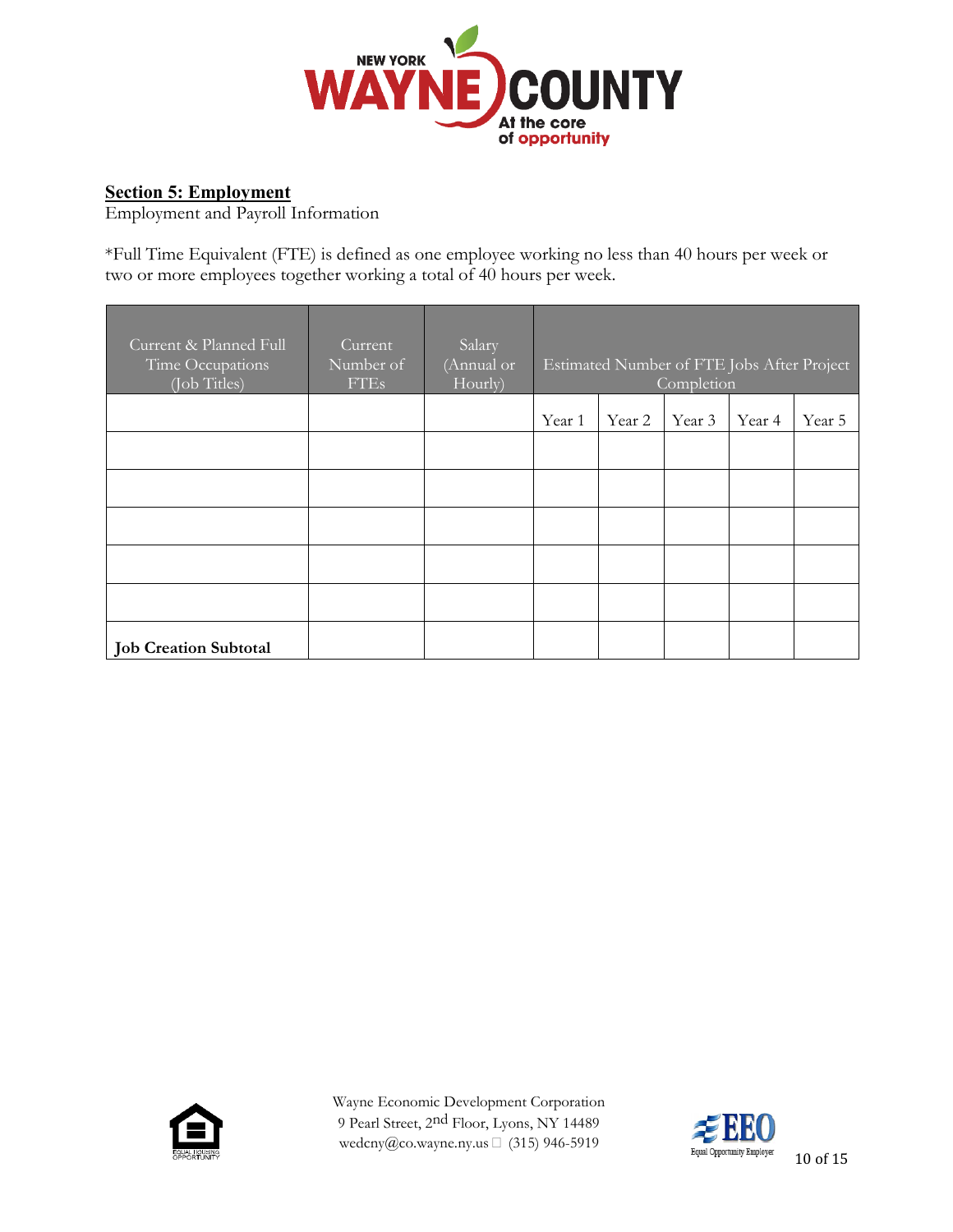## Section 5: Employment

Employment and Payroll Information

*Full Time Equivalent (FTE) is defined as one employee working no less than 40 hours per week or two or more employees together working a total of 40 hours per week.

| Current & Planned Full Time Occupations (Job Titles) | Current Number of FTEs | Salary (Annual or Hourly) | Estimated Number of FTE Jobs After Project Completion | | | | |
|---|---|---|---|---|---|---|---|
| | | | Year 1 | Year 2 | Year 3 | Year 4 | Year 5 |
| | | | | | | | |
| | | | | | | | |
| | | | | | | | |
| | | | | | | | |
| | | | | | | | |
| **Job Creation Subtotal** | | | | | | | |

Wayne Economic Development Corporation
9 Pearl Street, 2nd Floor, Lyons, NY 14489
wedcny@co.wayne.ny.us  (315) 946-5919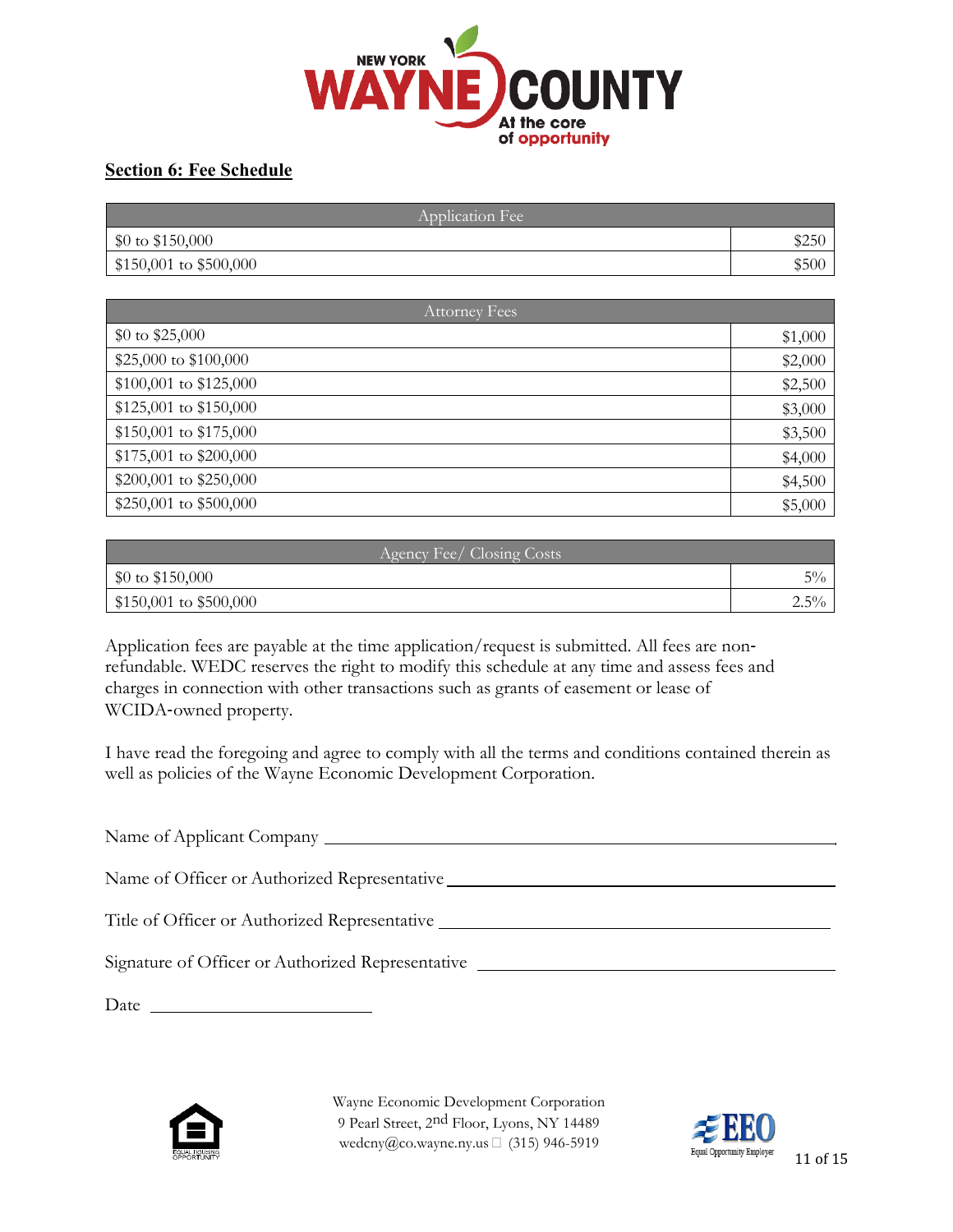## Section 6: Fee Schedule

| Application Fee | |
|---|---|
| $0 to $150,000 | $250 |
| $150,001 to $500,000 | $500 |

| Attorney Fees | |
|---|---|
| $0 to $25,000 | $1,000 |
| $25,000 to $100,000 | $2,000 |
| $100,001 to $125,000 | $2,500 |
| $125,001 to $150,000 | $3,000 |
| $150,001 to $175,000 | $3,500 |
| $175,001 to $200,000 | $4,000 |
| $200,001 to $250,000 | $4,500 |
| $250,001 to $500,000 | $5,000 |

| Agency Fee/ Closing Costs | |
|---|---|
| $0 to $150,000 | 5% |
| $150,001 to $500,000 | 2.5% |

Application fees are payable at the time application/request is submitted. All fees are non-refundable. WEDC reserves the right to modify this schedule at any time and assess fees and charges in connection with other transactions such as grants of easement or lease of WCIDA-owned property.

I have read the foregoing and agree to comply with all the terms and conditions contained therein as well as policies of the Wayne Economic Development Corporation.

Name of Applicant Company ______________________________

Name of Officer or Authorized Representative ______________________________

Title of Officer or Authorized Representative ______________________________

Signature of Officer or Authorized Representative ______________________________

Date ________________

Wayne Economic Development Corporation
9 Pearl Street, 2nd Floor, Lyons, NY 14489
wedcny@co.wayne.ny.us (315) 946-5919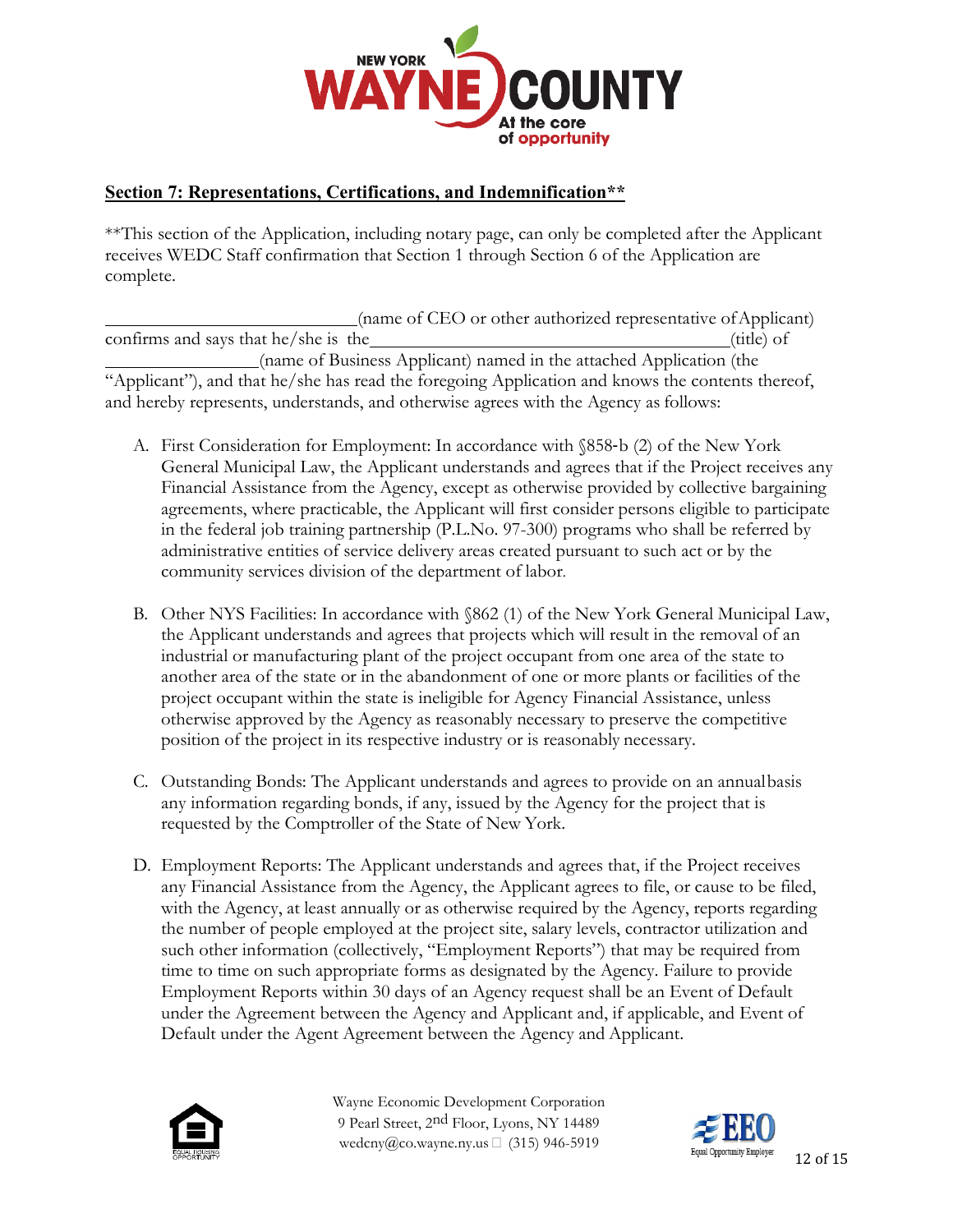## Section 7: Representations, Certifications, and Indemnification**

**This section of the Application, including notary page, can only be completed after the Applicant receives WEDC Staff confirmation that Section 1 through Section 6 of the Application are complete.

____________________________(name of CEO or other authorized representative of Applicant) confirms and says that he/she is the________________________________________(title) of _________________(name of Business Applicant) named in the attached Application (the "Applicant"), and that he/she has read the foregoing Application and knows the contents thereof, and hereby represents, understands, and otherwise agrees with the Agency as follows:

A. First Consideration for Employment: In accordance with §858-b (2) of the New York General Municipal Law, the Applicant understands and agrees that if the Project receives any Financial Assistance from the Agency, except as otherwise provided by collective bargaining agreements, where practicable, the Applicant will first consider persons eligible to participate in the federal job training partnership (P.L.No. 97-300) programs who shall be referred by administrative entities of service delivery areas created pursuant to such act or by the community services division of the department of labor.

B. Other NYS Facilities: In accordance with §862 (1) of the New York General Municipal Law, the Applicant understands and agrees that projects which will result in the removal of an industrial or manufacturing plant of the project occupant from one area of the state to another area of the state or in the abandonment of one or more plants or facilities of the project occupant within the state is ineligible for Agency Financial Assistance, unless otherwise approved by the Agency as reasonably necessary to preserve the competitive position of the project in its respective industry or is reasonably necessary.

C. Outstanding Bonds: The Applicant understands and agrees to provide on an annual basis any information regarding bonds, if any, issued by the Agency for the project that is requested by the Comptroller of the State of New York.

D. Employment Reports: The Applicant understands and agrees that, if the Project receives any Financial Assistance from the Agency, the Applicant agrees to file, or cause to be filed, with the Agency, at least annually or as otherwise required by the Agency, reports regarding the number of people employed at the project site, salary levels, contractor utilization and such other information (collectively, "Employment Reports") that may be required from time to time on such appropriate forms as designated by the Agency. Failure to provide Employment Reports within 30 days of an Agency request shall be an Event of Default under the Agreement between the Agency and Applicant and, if applicable, and Event of Default under the Agent Agreement between the Agency and Applicant.

Wayne Economic Development Corporation
9 Pearl Street, 2nd Floor, Lyons, NY 14489
wedcny@co.wayne.ny.us  (315) 946-5919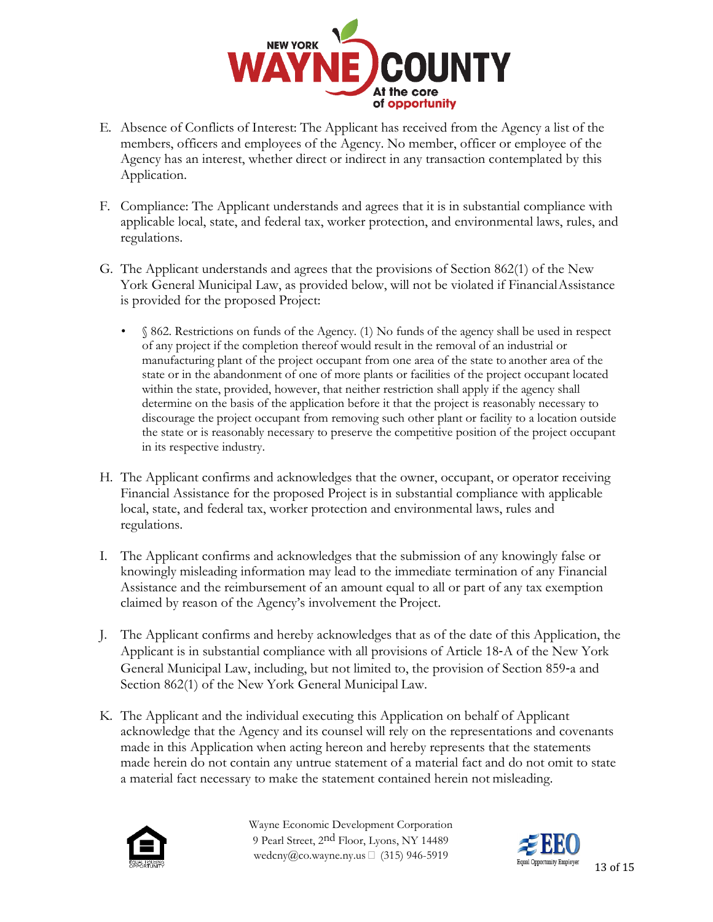E. Absence of Conflicts of Interest: The Applicant has received from the Agency a list of the members, officers and employees of the Agency. No member, officer or employee of the Agency has an interest, whether direct or indirect in any transaction contemplated by this Application.

F. Compliance: The Applicant understands and agrees that it is in substantial compliance with applicable local, state, and federal tax, worker protection, and environmental laws, rules, and regulations.

G. The Applicant understands and agrees that the provisions of Section 862(1) of the New York General Municipal Law, as provided below, will not be violated if Financial Assistance is provided for the proposed Project:

- § 862. Restrictions on funds of the Agency. (1) No funds of the agency shall be used in respect of any project if the completion thereof would result in the removal of an industrial or manufacturing plant of the project occupant from one area of the state to another area of the state or in the abandonment of one of more plants or facilities of the project occupant located within the state, provided, however, that neither restriction shall apply if the agency shall determine on the basis of the application before it that the project is reasonably necessary to discourage the project occupant from removing such other plant or facility to a location outside the state or is reasonably necessary to preserve the competitive position of the project occupant in its respective industry.

H. The Applicant confirms and acknowledges that the owner, occupant, or operator receiving Financial Assistance for the proposed Project is in substantial compliance with applicable local, state, and federal tax, worker protection and environmental laws, rules and regulations.

I. The Applicant confirms and acknowledges that the submission of any knowingly false or knowingly misleading information may lead to the immediate termination of any Financial Assistance and the reimbursement of an amount equal to all or part of any tax exemption claimed by reason of the Agency's involvement the Project.

J. The Applicant confirms and hereby acknowledges that as of the date of this Application, the Applicant is in substantial compliance with all provisions of Article 18-A of the New York General Municipal Law, including, but not limited to, the provision of Section 859-a and Section 862(1) of the New York General Municipal Law.

K. The Applicant and the individual executing this Application on behalf of Applicant acknowledge that the Agency and its counsel will rely on the representations and covenants made in this Application when acting hereon and hereby represents that the statements made herein do not contain any untrue statement of a material fact and do not omit to state a material fact necessary to make the statement contained herein not misleading.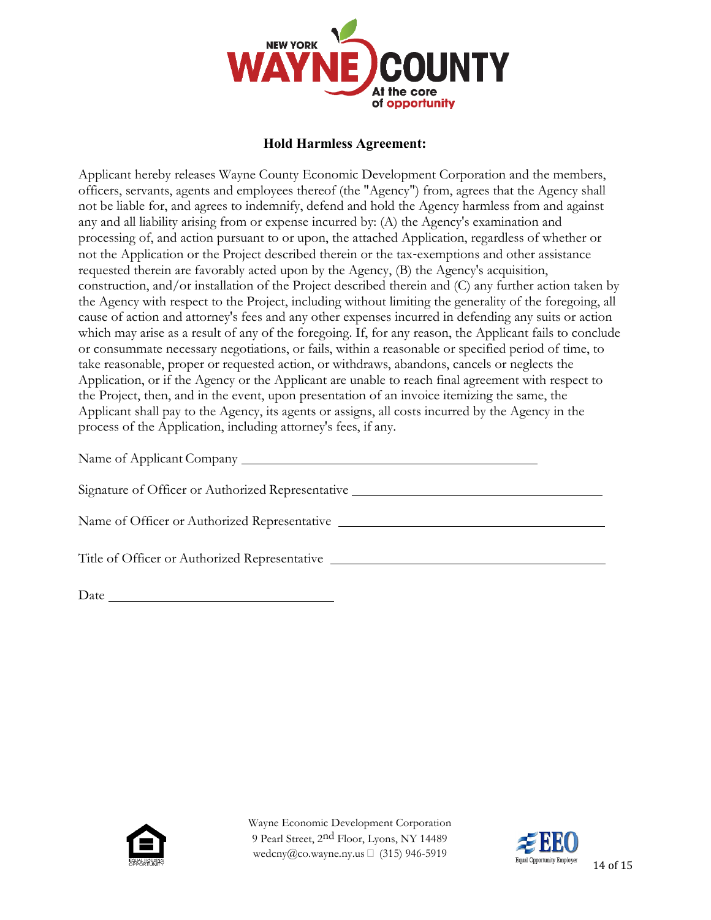## Hold Harmless Agreement:

Applicant hereby releases Wayne County Economic Development Corporation and the members, officers, servants, agents and employees thereof (the "Agency") from, agrees that the Agency shall not be liable for, and agrees to indemnify, defend and hold the Agency harmless from and against any and all liability arising from or expense incurred by: (A) the Agency's examination and processing of, and action pursuant to or upon, the attached Application, regardless of whether or not the Application or the Project described therein or the tax-exemptions and other assistance requested therein are favorably acted upon by the Agency, (B) the Agency's acquisition, construction, and/or installation of the Project described therein and (C) any further action taken by the Agency with respect to the Project, including without limiting the generality of the foregoing, all cause of action and attorney's fees and any other expenses incurred in defending any suits or action which may arise as a result of any of the foregoing. If, for any reason, the Applicant fails to conclude or consummate necessary negotiations, or fails, within a reasonable or specified period of time, to take reasonable, proper or requested action, or withdraws, abandons, cancels or neglects the Application, or if the Agency or the Applicant are unable to reach final agreement with respect to the Project, then, and in the event, upon presentation of an invoice itemizing the same, the Applicant shall pay to the Agency, its agents or assigns, all costs incurred by the Agency in the process of the Application, including attorney's fees, if any.

Name of Applicant Company ____________________________________________

Signature of Officer or Authorized Representative ____________________________________

Name of Officer or Authorized Representative ______________________________________

Title of Officer or Authorized Representative ______________________________________

Date ______________________________

Wayne Economic Development Corporation
9 Pearl Street, 2nd Floor, Lyons, NY 14489
wedcny@co.wayne.ny.us (315) 946-5919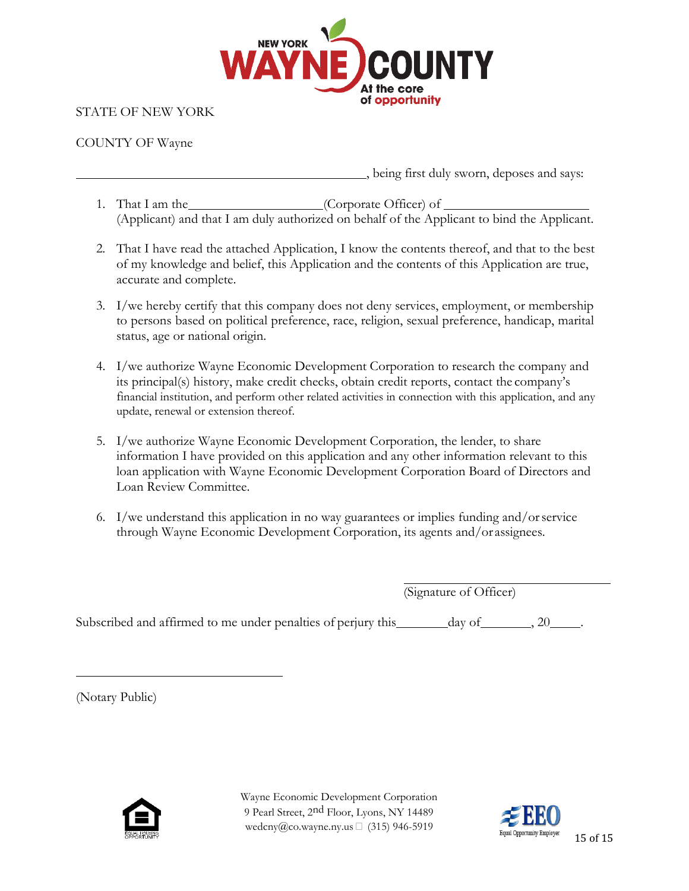STATE OF NEW YORK

COUNTY OF Wayne

\_\_\_\_\_\_\_\_\_\_\_\_\_\_\_\_\_\_\_\_\_\_\_\_\_\_\_\_\_\_\_\_\_\_\_\_\_\_\_\_, being first duly sworn, deposes and says:

1. That I am the \_\_\_\_\_\_\_\_\_\_\_\_\_\_\_\_\_\_\_\_ (Corporate Officer) of \_\_\_\_\_\_\_\_\_\_\_\_\_\_\_\_\_\_\_\_ (Applicant) and that I am duly authorized on behalf of the Applicant to bind the Applicant.

2. That I have read the attached Application, I know the contents thereof, and that to the best of my knowledge and belief, this Application and the contents of this Application are true, accurate and complete.

3. I/we hereby certify that this company does not deny services, employment, or membership to persons based on political preference, race, religion, sexual preference, handicap, marital status, age or national origin.

4. I/we authorize Wayne Economic Development Corporation to research the company and its principal(s) history, make credit checks, obtain credit reports, contact the company's financial institution, and perform other related activities in connection with this application, and any update, renewal or extension thereof.

5. I/we authorize Wayne Economic Development Corporation, the lender, to share information I have provided on this application and any other information relevant to this loan application with Wayne Economic Development Corporation Board of Directors and Loan Review Committee.

6. I/we understand this application in no way guarantees or implies funding and/or service through Wayne Economic Development Corporation, its agents and/or assignees.

\_\_\_\_\_\_\_\_\_\_\_\_\_\_\_\_\_\_\_\_\_\_\_\_\_\_\_\_\_\_\_\_

(Signature of Officer)

Subscribed and affirmed to me under penalties of perjury this \_\_\_\_\_\_\_ day of \_\_\_\_\_\_\_, 20\_\_\_\_.

\_\_\_\_\_\_\_\_\_\_\_\_\_\_\_\_\_\_\_\_\_\_\_\_\_\_\_\_\_\_\_\_

(Notary Public)

Wayne Economic Development Corporation
9 Pearl Street, 2nd Floor, Lyons, NY 14489
wedcny@co.wayne.ny.us (315) 946-5919